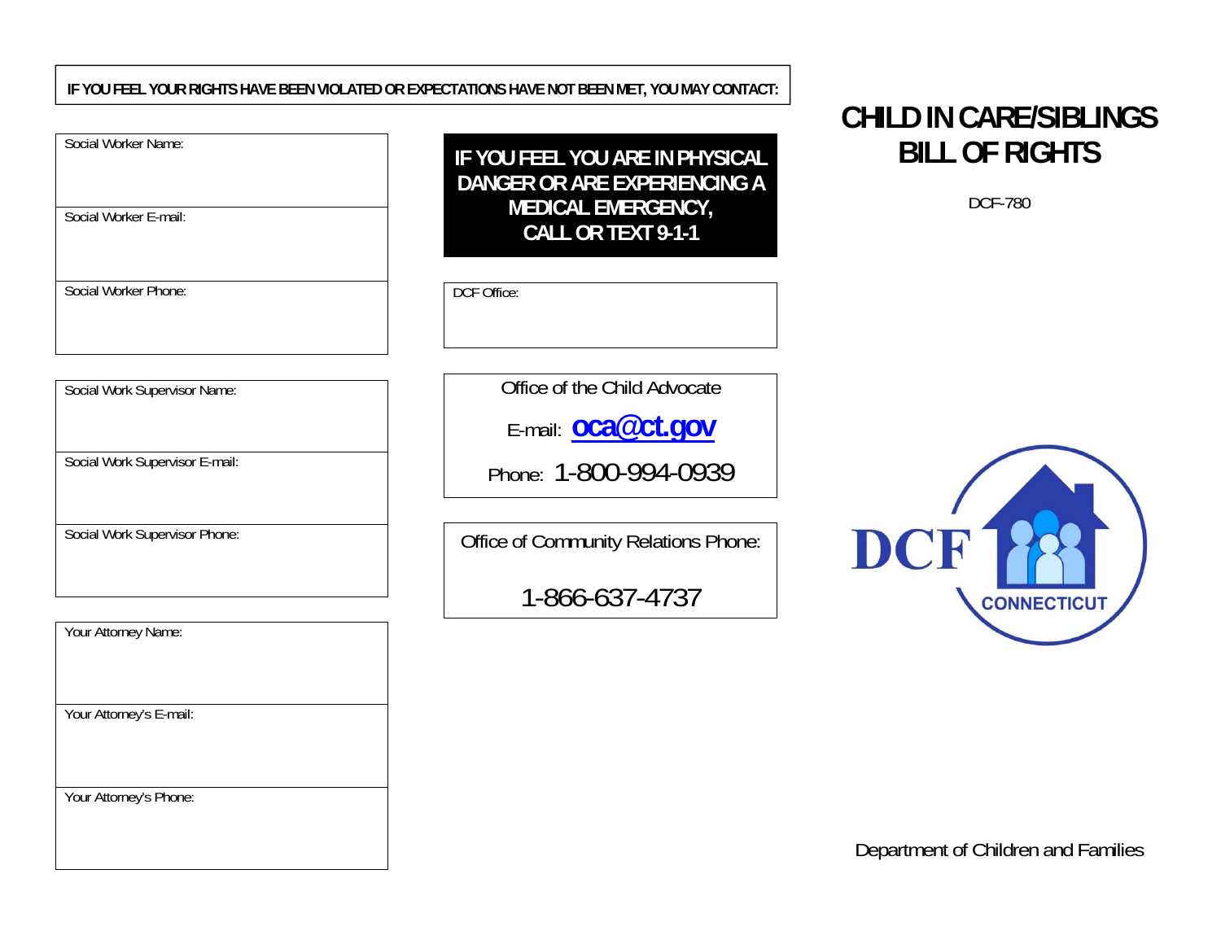**IF YOU FEEL YOUR RIGHTS HAVE BEEN VIOLATED OR EXPECTATIONS HAVE NOT BEEN MET, YOU MAY CONTACT:**

| Social Worker Name: |
|---|
| Social Worker E-mail: |
| Social Worker Phone: |

| Social Work Supervisor Name: |
|---|
| Social Work Supervisor E-mail: |
| Social Work Supervisor Phone: |

| Your Attorney Name: |
|---|
| Your Attorney's E-mail: |
| Your Attorney's Phone: |

**IF YOU FEEL YOU ARE IN PHYSICAL DANGER OR ARE EXPERIENCING A MEDICAL EMERGENCY, CALL OR TEXT 9-1-1**

DCF Office:

Office of the Child Advocate

E-mail: **oca@ct.gov**

Phone: 1-800-994-0939

Office of Community Relations Phone:

1-866-637-4737

# CHILD IN CARE/SIBLINGS BILL OF RIGHTS

DCF-780

DCF CONNECTICUT

Department of Children and Families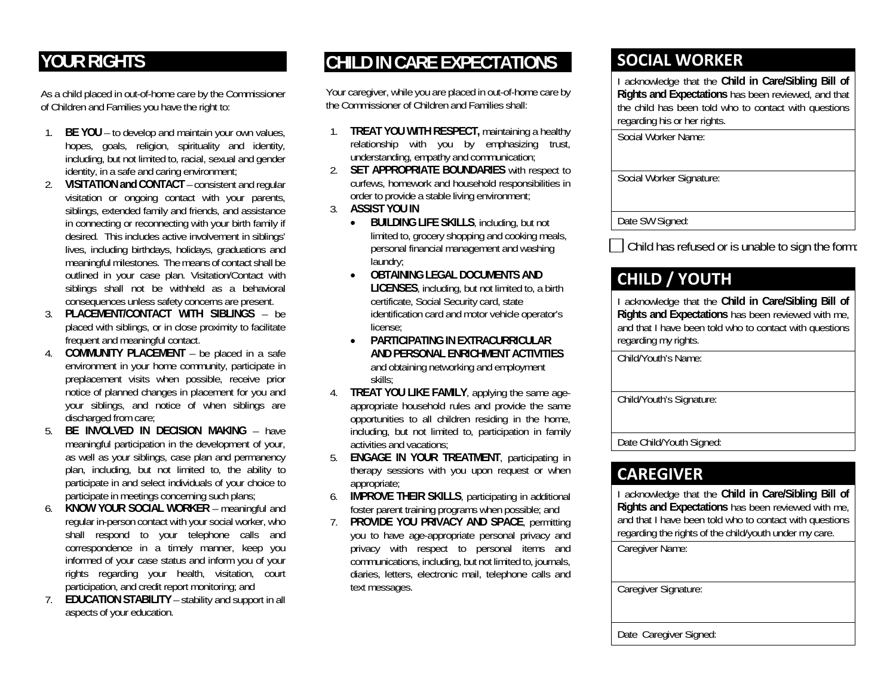## YOUR RIGHTS

As a child placed in out-of-home care by the Commissioner of Children and Families you have the right to:

1. **BE YOU** – to develop and maintain your own values, hopes, goals, religion, spirituality and identity, including, but not limited to, racial, sexual and gender identity, in a safe and caring environment;
2. **VISITATION and CONTACT** – consistent and regular visitation or ongoing contact with your parents, siblings, extended family and friends, and assistance in connecting or reconnecting with your birth family if desired. This includes active involvement in siblings' lives, including birthdays, holidays, graduations and meaningful milestones. The means of contact shall be outlined in your case plan. Visitation/Contact with siblings shall not be withheld as a behavioral consequences unless safety concerns are present.
3. **PLACEMENT/CONTACT WITH SIBLINGS** – be placed with siblings, or in close proximity to facilitate frequent and meaningful contact.
4. **COMMUNITY PLACEMENT** – be placed in a safe environment in your home community, participate in preplacement visits when possible, receive prior notice of planned changes in placement for you and your siblings, and notice of when siblings are discharged from care;
5. **BE INVOLVED IN DECISION MAKING** – have meaningful participation in the development of your, as well as your siblings, case plan and permanency plan, including, but not limited to, the ability to participate in and select individuals of your choice to participate in meetings concerning such plans;
6. **KNOW YOUR SOCIAL WORKER** – meaningful and regular in-person contact with your social worker, who shall respond to your telephone calls and correspondence in a timely manner, keep you informed of your case status and inform you of your rights regarding your health, visitation, court participation, and credit report monitoring; and
7. **EDUCATION STABILITY** – stability and support in all aspects of your education.

## CHILD IN CARE EXPECTATIONS

Your caregiver, while you are placed in out-of-home care by the Commissioner of Children and Families shall:

1. **TREAT YOU WITH RESPECT,** maintaining a healthy relationship with you by emphasizing trust, understanding, empathy and communication;
2. **SET APPROPRIATE BOUNDARIES** with respect to curfews, homework and household responsibilities in order to provide a stable living environment;
3. **ASSIST YOU IN**
   - **BUILDING LIFE SKILLS**, including, but not limited to, grocery shopping and cooking meals, personal financial management and washing laundry;
   - **OBTAINING LEGAL DOCUMENTS AND LICENSES**, including, but not limited to, a birth certificate, Social Security card, state identification card and motor vehicle operator's license;
   - **PARTICIPATING IN EXTRACURRICULAR AND PERSONAL ENRICHMENT ACTIVITIES** and obtaining networking and employment skills;
4. **TREAT YOU LIKE FAMILY**, applying the same age-appropriate household rules and provide the same opportunities to all children residing in the home, including, but not limited to, participation in family activities and vacations;
5. **ENGAGE IN YOUR TREATMENT**, participating in therapy sessions with you upon request or when appropriate;
6. **IMPROVE THEIR SKILLS**, participating in additional foster parent training programs when possible; and
7. **PROVIDE YOU PRIVACY AND SPACE**, permitting you to have age-appropriate personal privacy and privacy with respect to personal items and communications, including, but not limited to, journals, diaries, letters, electronic mail, telephone calls and text messages.

## SOCIAL WORKER

I acknowledge that the **Child in Care/Sibling Bill of Rights and Expectations** has been reviewed, and that the child has been told who to contact with questions regarding his or her rights.

Social Worker Name:

Social Worker Signature:

Date SW Signed:

☐ Child has refused or is unable to sign the form:

## CHILD / YOUTH

I acknowledge that the **Child in Care/Sibling Bill of Rights and Expectations** has been reviewed with me, and that I have been told who to contact with questions regarding my rights.

Child/Youth's Name:

Child/Youth's Signature:

Date Child/Youth Signed:

## CAREGIVER

I acknowledge that the **Child in Care/Sibling Bill of Rights and Expectations** has been reviewed with me, and that I have been told who to contact with questions regarding the rights of the child/youth under my care.

Caregiver Name:

Caregiver Signature:

Date Caregiver Signed: